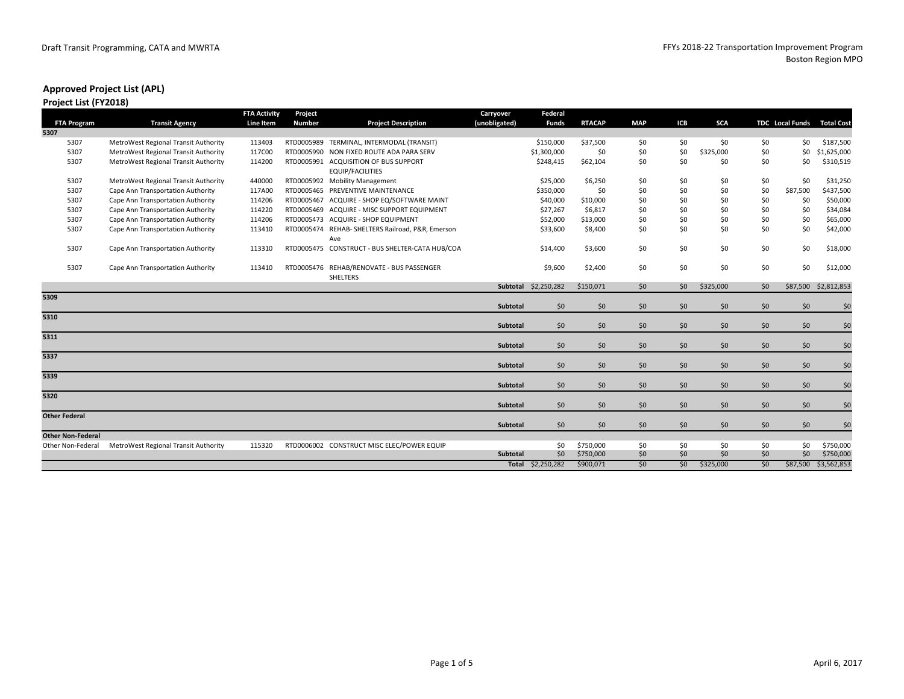Draft Transit Programming, CATA and MWRTA

FFYs 2018-22 Transportation Improvement Program
Boston Region MPO

## Approved Project List (APL)

### Project List (FY2018)

| FTA Program | Transit Agency | FTA Activity Line Item | Project Number | Project Description | Carryover (unobligated) | Federal Funds | RTACAP | MAP | ICB | SCA | TDC | Local Funds | Total Cost |
|---|---|---|---|---|---|---|---|---|---|---|---|---|---|
| **5307** | | | | | | | | | | | | | |
| 5307 | MetroWest Regional Transit Authority | 113403 | RTD0005989 | TERMINAL, INTERMODAL (TRANSIT) | | $150,000 | $37,500 | $0 | $0 | $0 | $0 | $0 | $187,500 |
| 5307 | MetroWest Regional Transit Authority | 117C00 | RTD0005990 | NON FIXED ROUTE ADA PARA SERV | | $1,300,000 | $0 | $0 | $0 | $325,000 | $0 | $0 | $1,625,000 |
| 5307 | MetroWest Regional Transit Authority | 114200 | RTD0005991 | ACQUISITION OF BUS SUPPORT EQUIP/FACILITIES | | $248,415 | $62,104 | $0 | $0 | $0 | $0 | $0 | $310,519 |
| 5307 | MetroWest Regional Transit Authority | 440000 | RTD0005992 | Mobility Management | | $25,000 | $6,250 | $0 | $0 | $0 | $0 | $0 | $31,250 |
| 5307 | Cape Ann Transportation Authority | 117A00 | RTD0005465 | PREVENTIVE MAINTENANCE | | $350,000 | $0 | $0 | $0 | $0 | $0 | $87,500 | $437,500 |
| 5307 | Cape Ann Transportation Authority | 114206 | RTD0005467 | ACQUIRE - SHOP EQ/SOFTWARE MAINT | | $40,000 | $10,000 | $0 | $0 | $0 | $0 | $0 | $50,000 |
| 5307 | Cape Ann Transportation Authority | 114220 | RTD0005469 | ACQUIRE - MISC SUPPORT EQUIPMENT | | $27,267 | $6,817 | $0 | $0 | $0 | $0 | $0 | $34,084 |
| 5307 | Cape Ann Transportation Authority | 114206 | RTD0005473 | ACQUIRE - SHOP EQUIPMENT | | $52,000 | $13,000 | $0 | $0 | $0 | $0 | $0 | $65,000 |
| 5307 | Cape Ann Transportation Authority | 113410 | RTD0005474 | REHAB- SHELTERS Railroad, P&R, Emerson Ave | | $33,600 | $8,400 | $0 | $0 | $0 | $0 | $0 | $42,000 |
| 5307 | Cape Ann Transportation Authority | 113310 | RTD0005475 | CONSTRUCT - BUS SHELTER-CATA HUB/COA | | $14,400 | $3,600 | $0 | $0 | $0 | $0 | $0 | $18,000 |
| 5307 | Cape Ann Transportation Authority | 113410 | RTD0005476 | REHAB/RENOVATE - BUS PASSENGER SHELTERS | | $9,600 | $2,400 | $0 | $0 | $0 | $0 | $0 | $12,000 |
| | | | | | **Subtotal** | $2,250,282 | $150,071 | $0 | $0 | $325,000 | $0 | $87,500 | $2,812,853 |
| **5309** | | | | | | | | | | | | | |
| | | | | | **Subtotal** | $0 | $0 | $0 | $0 | $0 | $0 | $0 | $0 |
| **5310** | | | | | | | | | | | | | |
| | | | | | **Subtotal** | $0 | $0 | $0 | $0 | $0 | $0 | $0 | $0 |
| **5311** | | | | | | | | | | | | | |
| | | | | | **Subtotal** | $0 | $0 | $0 | $0 | $0 | $0 | $0 | $0 |
| **5337** | | | | | | | | | | | | | |
| | | | | | **Subtotal** | $0 | $0 | $0 | $0 | $0 | $0 | $0 | $0 |
| **5339** | | | | | | | | | | | | | |
| | | | | | **Subtotal** | $0 | $0 | $0 | $0 | $0 | $0 | $0 | $0 |
| **5320** | | | | | | | | | | | | | |
| | | | | | **Subtotal** | $0 | $0 | $0 | $0 | $0 | $0 | $0 | $0 |
| **Other Federal** | | | | | | | | | | | | | |
| | | | | | **Subtotal** | $0 | $0 | $0 | $0 | $0 | $0 | $0 | $0 |
| **Other Non-Federal** | | | | | | | | | | | | | |
| Other Non-Federal | MetroWest Regional Transit Authority | 115320 | RTD0006002 | CONSTRUCT MISC ELEC/POWER EQUIP | | $0 | $750,000 | $0 | $0 | $0 | $0 | $0 | $750,000 |
| | | | | | **Subtotal** | $0 | $750,000 | $0 | $0 | $0 | $0 | $0 | $750,000 |
| | | | | | **Total** | $2,250,282 | $900,071 | $0 | $0 | $325,000 | $0 | $87,500 | $3,562,853 |

April 6, 2017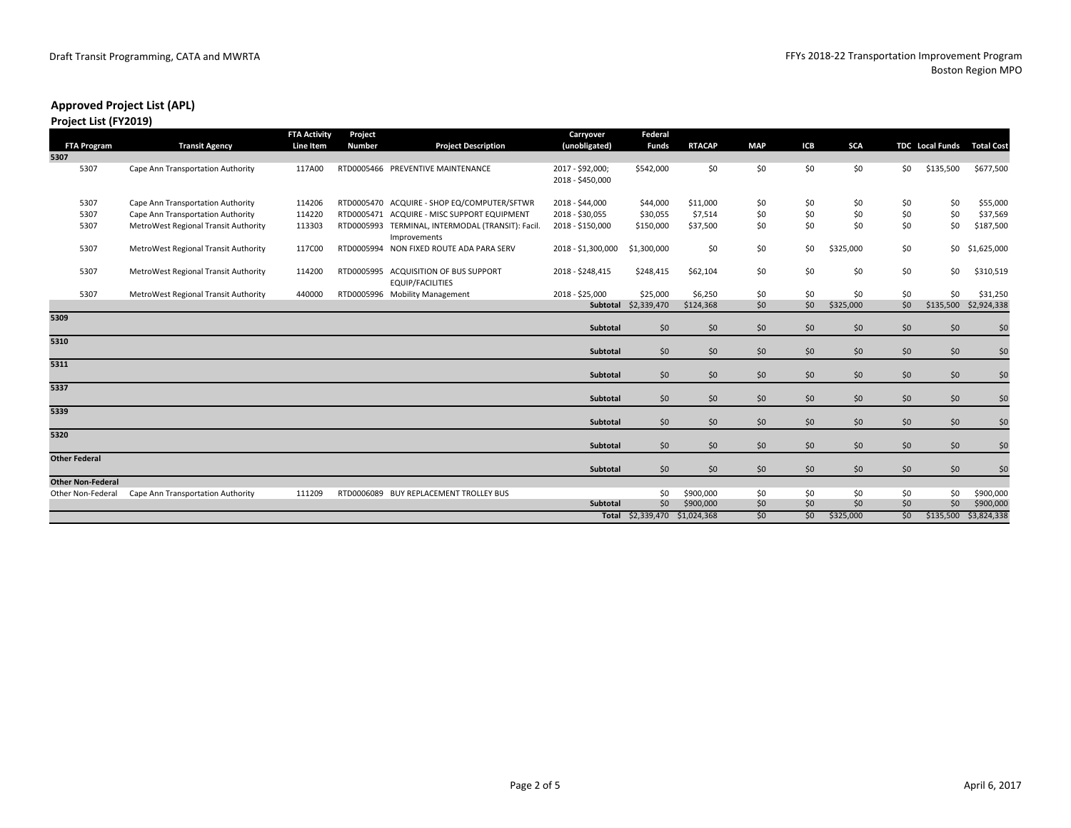## Approved Project List (APL)

### Project List (FY2019)

| FTA Program | Transit Agency | FTA Activity Line Item | Project Number | Project Description | Carryover (unobligated) | Federal Funds | RTACAP | MAP | ICB | SCA | TDC | Local Funds | Total Cost |
|---|---|---|---|---|---|---|---|---|---|---|---|---|---|
| **5307** | | | | | | | | | | | | | |
| 5307 | Cape Ann Transportation Authority | 117A00 | RTD0005466 | PREVENTIVE MAINTENANCE | 2017 - $92,000; 2018 - $450,000 | $542,000 | $0 | $0 | $0 | $0 | $0 | $135,500 | $677,500 |
| 5307 | Cape Ann Transportation Authority | 114206 | RTD0005470 | ACQUIRE - SHOP EQ/COMPUTER/SFTWR | 2018 - $44,000 | $44,000 | $11,000 | $0 | $0 | $0 | $0 | $0 | $55,000 |
| 5307 | Cape Ann Transportation Authority | 114220 | RTD0005471 | ACQUIRE - MISC SUPPORT EQUIPMENT | 2018 - $30,055 | $30,055 | $7,514 | $0 | $0 | $0 | $0 | $0 | $37,569 |
| 5307 | MetroWest Regional Transit Authority | 113303 | RTD0005993 | TERMINAL, INTERMODAL (TRANSIT): Facil. Improvements | 2018 - $150,000 | $150,000 | $37,500 | $0 | $0 | $0 | $0 | $0 | $187,500 |
| 5307 | MetroWest Regional Transit Authority | 117C00 | RTD0005994 | NON FIXED ROUTE ADA PARA SERV | 2018 - $1,300,000 | $1,300,000 | $0 | $0 | $0 | $325,000 | $0 | $0 | $1,625,000 |
| 5307 | MetroWest Regional Transit Authority | 114200 | RTD0005995 | ACQUISITION OF BUS SUPPORT EQUIP/FACILITIES | 2018 - $248,415 | $248,415 | $62,104 | $0 | $0 | $0 | $0 | $0 | $310,519 |
| 5307 | MetroWest Regional Transit Authority | 440000 | RTD0005996 | Mobility Management | 2018 - $25,000 | $25,000 | $6,250 | $0 | $0 | $0 | $0 | $0 | $31,250 |
| | | | | | **Subtotal** | $2,339,470 | $124,368 | $0 | $0 | $325,000 | $0 | $135,500 | $2,924,338 |
| **5309** | | | | | | | | | | | | | |
| | | | | | **Subtotal** | $0 | $0 | $0 | $0 | $0 | $0 | $0 | $0 |
| **5310** | | | | | | | | | | | | | |
| | | | | | **Subtotal** | $0 | $0 | $0 | $0 | $0 | $0 | $0 | $0 |
| **5311** | | | | | | | | | | | | | |
| | | | | | **Subtotal** | $0 | $0 | $0 | $0 | $0 | $0 | $0 | $0 |
| **5337** | | | | | | | | | | | | | |
| | | | | | **Subtotal** | $0 | $0 | $0 | $0 | $0 | $0 | $0 | $0 |
| **5339** | | | | | | | | | | | | | |
| | | | | | **Subtotal** | $0 | $0 | $0 | $0 | $0 | $0 | $0 | $0 |
| **5320** | | | | | | | | | | | | | |
| | | | | | **Subtotal** | $0 | $0 | $0 | $0 | $0 | $0 | $0 | $0 |
| **Other Federal** | | | | | | | | | | | | | |
| | | | | | **Subtotal** | $0 | $0 | $0 | $0 | $0 | $0 | $0 | $0 |
| **Other Non-Federal** | | | | | | | | | | | | | |
| Other Non-Federal | Cape Ann Transportation Authority | 111209 | RTD0006089 | BUY REPLACEMENT TROLLEY BUS | | $0 | $900,000 | $0 | $0 | $0 | $0 | $0 | $900,000 |
| | | | | | **Subtotal** | $0 | $900,000 | $0 | $0 | $0 | $0 | $0 | $900,000 |
| | | | | | **Total** | $2,339,470 | $1,024,368 | $0 | $0 | $325,000 | $0 | $135,500 | $3,824,338 |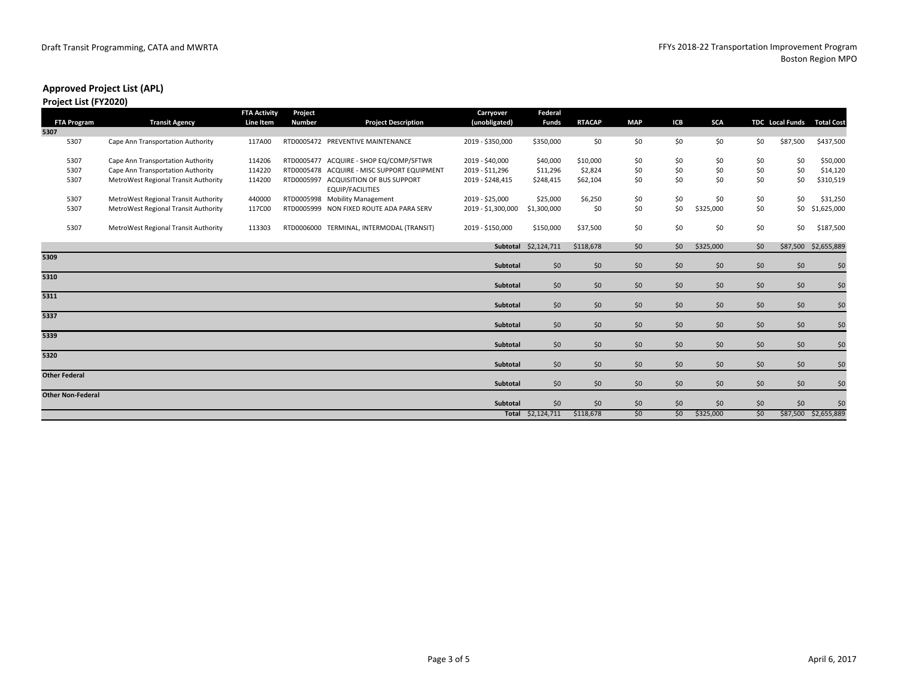Draft Transit Programming, CATA and MWRTA

FFYs 2018-22 Transportation Improvement Program
Boston Region MPO

## Approved Project List (APL)

### Project List (FY2020)

| FTA Program | Transit Agency | FTA Activity Line Item | Project Number | Project Description | Carryover (unobligated) | Federal Funds | RTACAP | MAP | ICB | SCA | TDC | Local Funds | Total Cost |
|---|---|---|---|---|---|---|---|---|---|---|---|---|---|
| **5307** | | | | | | | | | | | | | |
| 5307 | Cape Ann Transportation Authority | 117A00 | RTD0005472 | PREVENTIVE MAINTENANCE | 2019 - $350,000 | $350,000 | $0 | $0 | $0 | $0 | $0 | $87,500 | $437,500 |
| 5307 | Cape Ann Transportation Authority | 114206 | RTD0005477 | ACQUIRE - SHOP EQ/COMP/SFTWR | 2019 - $40,000 | $40,000 | $10,000 | $0 | $0 | $0 | $0 | $0 | $50,000 |
| 5307 | Cape Ann Transportation Authority | 114220 | RTD0005478 | ACQUIRE - MISC SUPPORT EQUIPMENT | 2019 - $11,296 | $11,296 | $2,824 | $0 | $0 | $0 | $0 | $0 | $14,120 |
| 5307 | MetroWest Regional Transit Authority | 114200 | RTD0005997 | ACQUISITION OF BUS SUPPORT EQUIP/FACILITIES | 2019 - $248,415 | $248,415 | $62,104 | $0 | $0 | $0 | $0 | $0 | $310,519 |
| 5307 | MetroWest Regional Transit Authority | 440000 | RTD0005998 | Mobility Management | 2019 - $25,000 | $25,000 | $6,250 | $0 | $0 | $0 | $0 | $0 | $31,250 |
| 5307 | MetroWest Regional Transit Authority | 117C00 | RTD0005999 | NON FIXED ROUTE ADA PARA SERV | 2019 - $1,300,000 | $1,300,000 | $0 | $0 | $0 | $325,000 | $0 | $0 | $1,625,000 |
| 5307 | MetroWest Regional Transit Authority | 113303 | RTD0006000 | TERMINAL, INTERMODAL (TRANSIT) | 2019 - $150,000 | $150,000 | $37,500 | $0 | $0 | $0 | $0 | $0 | $187,500 |
| | | | | | **Subtotal** | $2,124,711 | $118,678 | $0 | $0 | $325,000 | $0 | $87,500 | $2,655,889 |
| **5309** | | | | | | | | | | | | | |
| | | | | | **Subtotal** | $0 | $0 | $0 | $0 | $0 | $0 | $0 | $0 |
| **5310** | | | | | | | | | | | | | |
| | | | | | **Subtotal** | $0 | $0 | $0 | $0 | $0 | $0 | $0 | $0 |
| **5311** | | | | | | | | | | | | | |
| | | | | | **Subtotal** | $0 | $0 | $0 | $0 | $0 | $0 | $0 | $0 |
| **5337** | | | | | | | | | | | | | |
| | | | | | **Subtotal** | $0 | $0 | $0 | $0 | $0 | $0 | $0 | $0 |
| **5339** | | | | | | | | | | | | | |
| | | | | | **Subtotal** | $0 | $0 | $0 | $0 | $0 | $0 | $0 | $0 |
| **5320** | | | | | | | | | | | | | |
| | | | | | **Subtotal** | $0 | $0 | $0 | $0 | $0 | $0 | $0 | $0 |
| **Other Federal** | | | | | | | | | | | | | |
| | | | | | **Subtotal** | $0 | $0 | $0 | $0 | $0 | $0 | $0 | $0 |
| **Other Non-Federal** | | | | | | | | | | | | | |
| | | | | | **Subtotal** | $0 | $0 | $0 | $0 | $0 | $0 | $0 | $0 |
| | | | | | **Total** | $2,124,711 | $118,678 | $0 | $0 | $325,000 | $0 | $87,500 | $2,655,889 |

April 6, 2017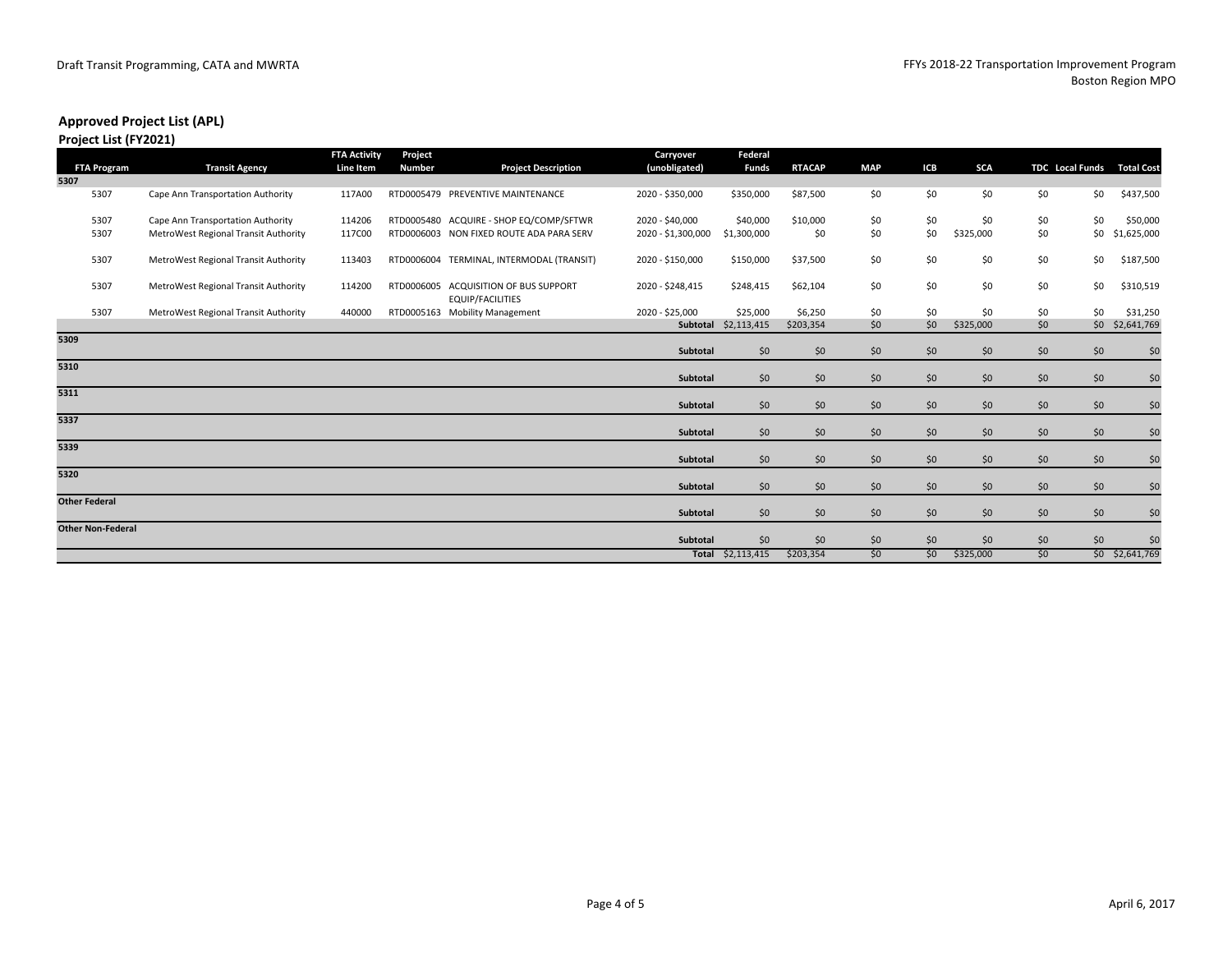Draft Transit Programming, CATA and MWRTA

FFYs 2018-22 Transportation Improvement Program
Boston Region MPO

## Approved Project List (APL)

### Project List (FY2021)

| FTA Program | Transit Agency | FTA Activity Line Item | Project Number | Project Description | Carryover (unobligated) | Federal Funds | RTACAP | MAP | ICB | SCA | TDC | Local Funds | Total Cost |
|---|---|---|---|---|---|---|---|---|---|---|---|---|---|
| **5307** | | | | | | | | | | | | | |
| 5307 | Cape Ann Transportation Authority | 117A00 | RTD0005479 | PREVENTIVE MAINTENANCE | 2020 - $350,000 | $350,000 | $87,500 | $0 | $0 | $0 | $0 | $0 | $437,500 |
| 5307 | Cape Ann Transportation Authority | 114206 | RTD0005480 | ACQUIRE - SHOP EQ/COMP/SFTWR | 2020 - $40,000 | $40,000 | $10,000 | $0 | $0 | $0 | $0 | $0 | $50,000 |
| 5307 | MetroWest Regional Transit Authority | 117C00 | RTD0006003 | NON FIXED ROUTE ADA PARA SERV | 2020 - $1,300,000 | $1,300,000 | $0 | $0 | $0 | $325,000 | $0 | $0 | $1,625,000 |
| 5307 | MetroWest Regional Transit Authority | 113403 | RTD0006004 | TERMINAL, INTERMODAL (TRANSIT) | 2020 - $150,000 | $150,000 | $37,500 | $0 | $0 | $0 | $0 | $0 | $187,500 |
| 5307 | MetroWest Regional Transit Authority | 114200 | RTD0006005 | ACQUISITION OF BUS SUPPORT EQUIP/FACILITIES | 2020 - $248,415 | $248,415 | $62,104 | $0 | $0 | $0 | $0 | $0 | $310,519 |
| 5307 | MetroWest Regional Transit Authority | 440000 | RTD0005163 | Mobility Management | 2020 - $25,000 | $25,000 | $6,250 | $0 | $0 | $0 | $0 | $0 | $31,250 |
| | | | | | **Subtotal** | $2,113,415 | $203,354 | $0 | $0 | $325,000 | $0 | $0 | $2,641,769 |
| **5309** | | | | | | | | | | | | | |
| | | | | | **Subtotal** | $0 | $0 | $0 | $0 | $0 | $0 | $0 | $0 |
| **5310** | | | | | | | | | | | | | |
| | | | | | **Subtotal** | $0 | $0 | $0 | $0 | $0 | $0 | $0 | $0 |
| **5311** | | | | | | | | | | | | | |
| | | | | | **Subtotal** | $0 | $0 | $0 | $0 | $0 | $0 | $0 | $0 |
| **5337** | | | | | | | | | | | | | |
| | | | | | **Subtotal** | $0 | $0 | $0 | $0 | $0 | $0 | $0 | $0 |
| **5339** | | | | | | | | | | | | | |
| | | | | | **Subtotal** | $0 | $0 | $0 | $0 | $0 | $0 | $0 | $0 |
| **5320** | | | | | | | | | | | | | |
| | | | | | **Subtotal** | $0 | $0 | $0 | $0 | $0 | $0 | $0 | $0 |
| **Other Federal** | | | | | | | | | | | | | |
| | | | | | **Subtotal** | $0 | $0 | $0 | $0 | $0 | $0 | $0 | $0 |
| **Other Non-Federal** | | | | | | | | | | | | | |
| | | | | | **Subtotal** | $0 | $0 | $0 | $0 | $0 | $0 | $0 | $0 |
| | | | | | **Total** | $2,113,415 | $203,354 | $0 | $0 | $325,000 | $0 | $0 | $2,641,769 |

April 6, 2017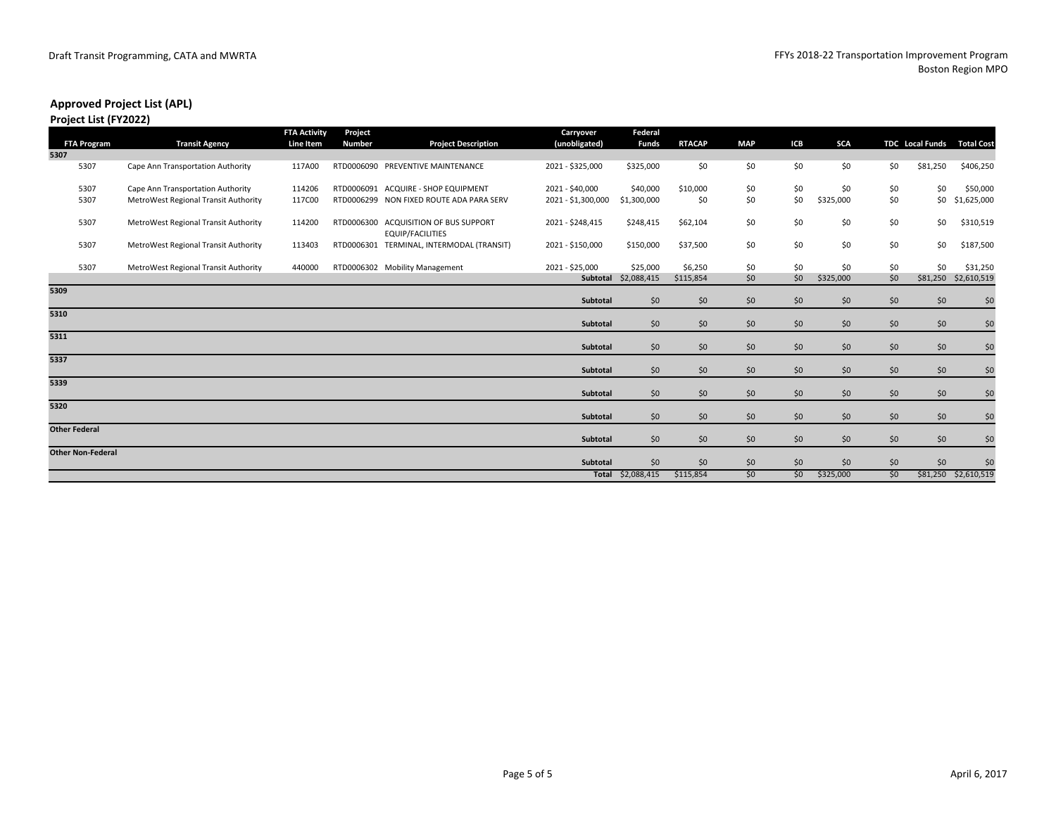## Approved Project List (APL)

### Project List (FY2022)

| FTA Program | Transit Agency | FTA Activity Line Item | Project Number | Project Description | Carryover (unobligated) | Federal Funds | RTACAP | MAP | ICB | SCA | TDC | Local Funds | Total Cost |
|---|---|---|---|---|---|---|---|---|---|---|---|---|---|
| **5307** | | | | | | | | | | | | | |
| 5307 | Cape Ann Transportation Authority | 117A00 | RTD0006090 | PREVENTIVE MAINTENANCE | 2021 - $325,000 | $325,000 | $0 | $0 | $0 | $0 | $0 | $81,250 | $406,250 |
| 5307 | Cape Ann Transportation Authority | 114206 | RTD0006091 | ACQUIRE - SHOP EQUIPMENT | 2021 - $40,000 | $40,000 | $10,000 | $0 | $0 | $0 | $0 | $0 | $50,000 |
| 5307 | MetroWest Regional Transit Authority | 117C00 | RTD0006299 | NON FIXED ROUTE ADA PARA SERV | 2021 - $1,300,000 | $1,300,000 | $0 | $0 | $0 | $325,000 | $0 | $0 | $1,625,000 |
| 5307 | MetroWest Regional Transit Authority | 114200 | RTD0006300 | ACQUISITION OF BUS SUPPORT EQUIP/FACILITIES | 2021 - $248,415 | $248,415 | $62,104 | $0 | $0 | $0 | $0 | $0 | $310,519 |
| 5307 | MetroWest Regional Transit Authority | 113403 | RTD0006301 | TERMINAL, INTERMODAL (TRANSIT) | 2021 - $150,000 | $150,000 | $37,500 | $0 | $0 | $0 | $0 | $0 | $187,500 |
| 5307 | MetroWest Regional Transit Authority | 440000 | RTD0006302 | Mobility Management | 2021 - $25,000 | $25,000 | $6,250 | $0 | $0 | $0 | $0 | $0 | $31,250 |
| | | | | | **Subtotal** | $2,088,415 | $115,854 | $0 | $0 | $325,000 | $0 | $81,250 | $2,610,519 |
| **5309** | | | | | | | | | | | | | |
| | | | | | **Subtotal** | $0 | $0 | $0 | $0 | $0 | $0 | $0 | $0 |
| **5310** | | | | | | | | | | | | | |
| | | | | | **Subtotal** | $0 | $0 | $0 | $0 | $0 | $0 | $0 | $0 |
| **5311** | | | | | | | | | | | | | |
| | | | | | **Subtotal** | $0 | $0 | $0 | $0 | $0 | $0 | $0 | $0 |
| **5337** | | | | | | | | | | | | | |
| | | | | | **Subtotal** | $0 | $0 | $0 | $0 | $0 | $0 | $0 | $0 |
| **5339** | | | | | | | | | | | | | |
| | | | | | **Subtotal** | $0 | $0 | $0 | $0 | $0 | $0 | $0 | $0 |
| **5320** | | | | | | | | | | | | | |
| | | | | | **Subtotal** | $0 | $0 | $0 | $0 | $0 | $0 | $0 | $0 |
| **Other Federal** | | | | | | | | | | | | | |
| | | | | | **Subtotal** | $0 | $0 | $0 | $0 | $0 | $0 | $0 | $0 |
| **Other Non-Federal** | | | | | | | | | | | | | |
| | | | | | **Subtotal** | $0 | $0 | $0 | $0 | $0 | $0 | $0 | $0 |
| | | | | | **Total** | $2,088,415 | $115,854 | $0 | $0 | $325,000 | $0 | $81,250 | $2,610,519 |